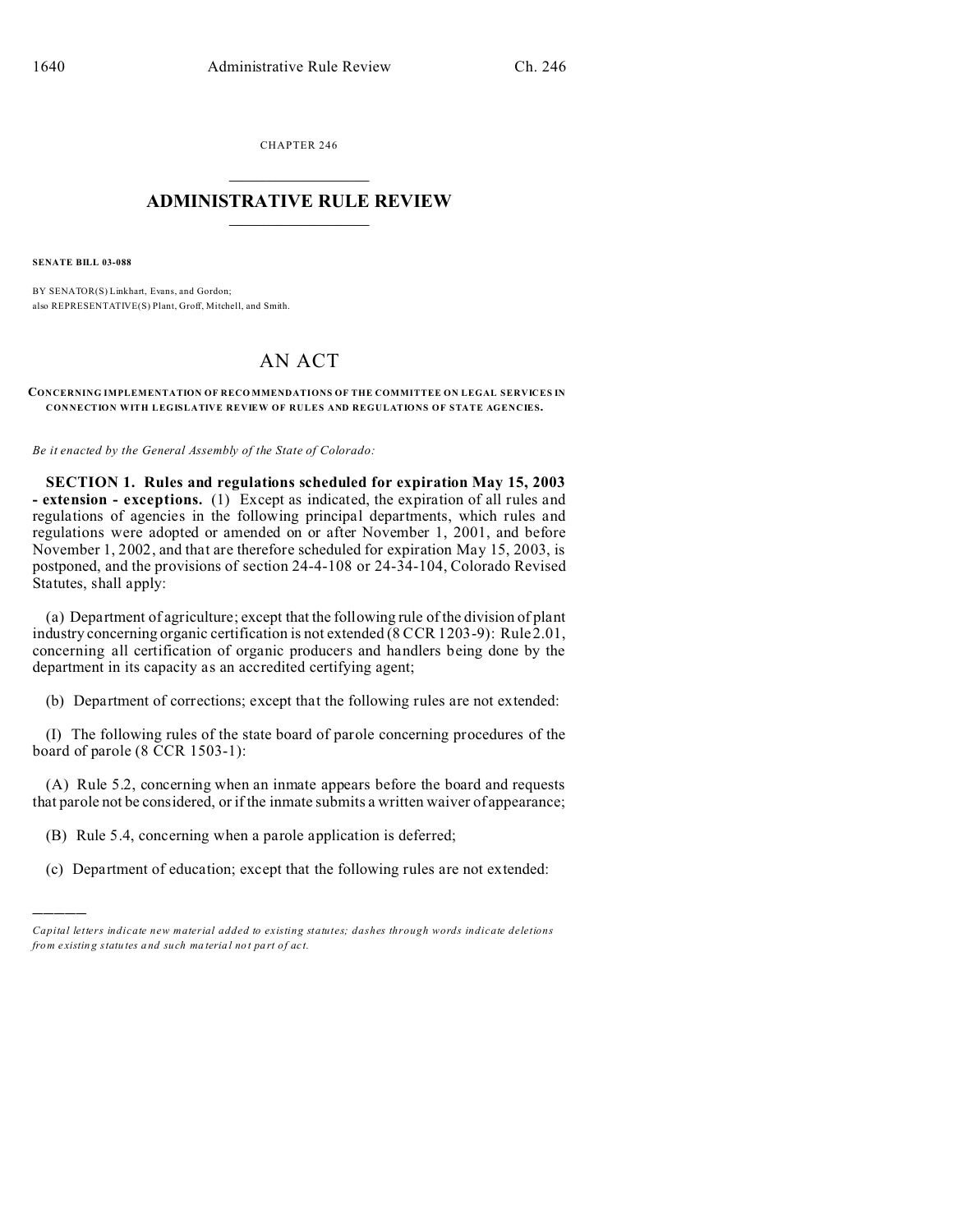CHAPTER 246

# ADMINISTRATIVE RULE REVIEW

**SENATE BILL 03-088**

BY SENATOR(S) Linkhart, Evans, and Gordon;
also REPRESENTATIVE(S) Plant, Groff, Mitchell, and Smith.

# AN ACT

**CONCERNING IMPLEMENTATION OF RECOMMENDATIONS OF THE COMMITTEE ON LEGAL SERVICES IN CONNECTION WITH LEGISLATIVE REVIEW OF RULES AND REGULATIONS OF STATE AGENCIES.**

*Be it enacted by the General Assembly of the State of Colorado:*

**SECTION 1. Rules and regulations scheduled for expiration May 15, 2003 - extension - exceptions.** (1) Except as indicated, the expiration of all rules and regulations of agencies in the following principal departments, which rules and regulations were adopted or amended on or after November 1, 2001, and before November 1, 2002, and that are therefore scheduled for expiration May 15, 2003, is postponed, and the provisions of section 24-4-108 or 24-34-104, Colorado Revised Statutes, shall apply:

(a) Department of agriculture; except that the following rule of the division of plant industry concerning organic certification is not extended (8 CCR 1203-9): Rule 2.01, concerning all certification of organic producers and handlers being done by the department in its capacity as an accredited certifying agent;

(b) Department of corrections; except that the following rules are not extended:

(I) The following rules of the state board of parole concerning procedures of the board of parole (8 CCR 1503-1):

(A) Rule 5.2, concerning when an inmate appears before the board and requests that parole not be considered, or if the inmate submits a written waiver of appearance;

(B) Rule 5.4, concerning when a parole application is deferred;

(c) Department of education; except that the following rules are not extended:

---

*Capital letters indicate new material added to existing statutes; dashes through words indicate deletions from existing statutes and such material not part of act.*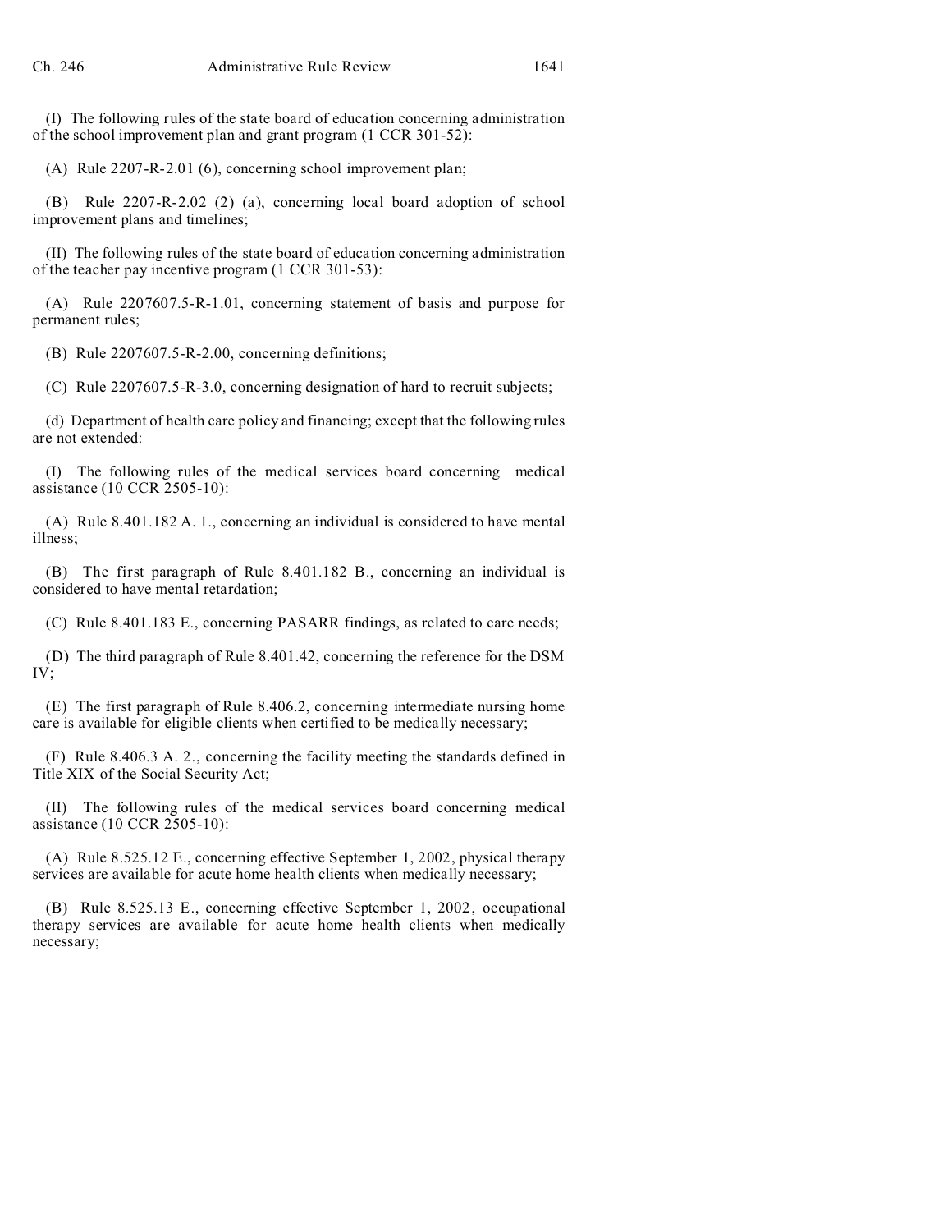(I) The following rules of the state board of education concerning administration of the school improvement plan and grant program (1 CCR 301-52):

(A) Rule 2207-R-2.01 (6), concerning school improvement plan;

(B) Rule 2207-R-2.02 (2) (a), concerning local board adoption of school improvement plans and timelines;

(II) The following rules of the state board of education concerning administration of the teacher pay incentive program (1 CCR 301-53):

(A) Rule 2207607.5-R-1.01, concerning statement of basis and purpose for permanent rules;

(B) Rule 2207607.5-R-2.00, concerning definitions;

(C) Rule 2207607.5-R-3.0, concerning designation of hard to recruit subjects;

(d) Department of health care policy and financing; except that the following rules are not extended:

(I) The following rules of the medical services board concerning medical assistance (10 CCR 2505-10):

(A) Rule 8.401.182 A. 1., concerning an individual is considered to have mental illness;

(B) The first paragraph of Rule 8.401.182 B., concerning an individual is considered to have mental retardation;

(C) Rule 8.401.183 E., concerning PASARR findings, as related to care needs;

(D) The third paragraph of Rule 8.401.42, concerning the reference for the DSM IV;

(E) The first paragraph of Rule 8.406.2, concerning intermediate nursing home care is available for eligible clients when certified to be medically necessary;

(F) Rule 8.406.3 A. 2., concerning the facility meeting the standards defined in Title XIX of the Social Security Act;

(II) The following rules of the medical services board concerning medical assistance (10 CCR 2505-10):

(A) Rule 8.525.12 E., concerning effective September 1, 2002, physical therapy services are available for acute home health clients when medically necessary;

(B) Rule 8.525.13 E., concerning effective September 1, 2002, occupational therapy services are available for acute home health clients when medically necessary;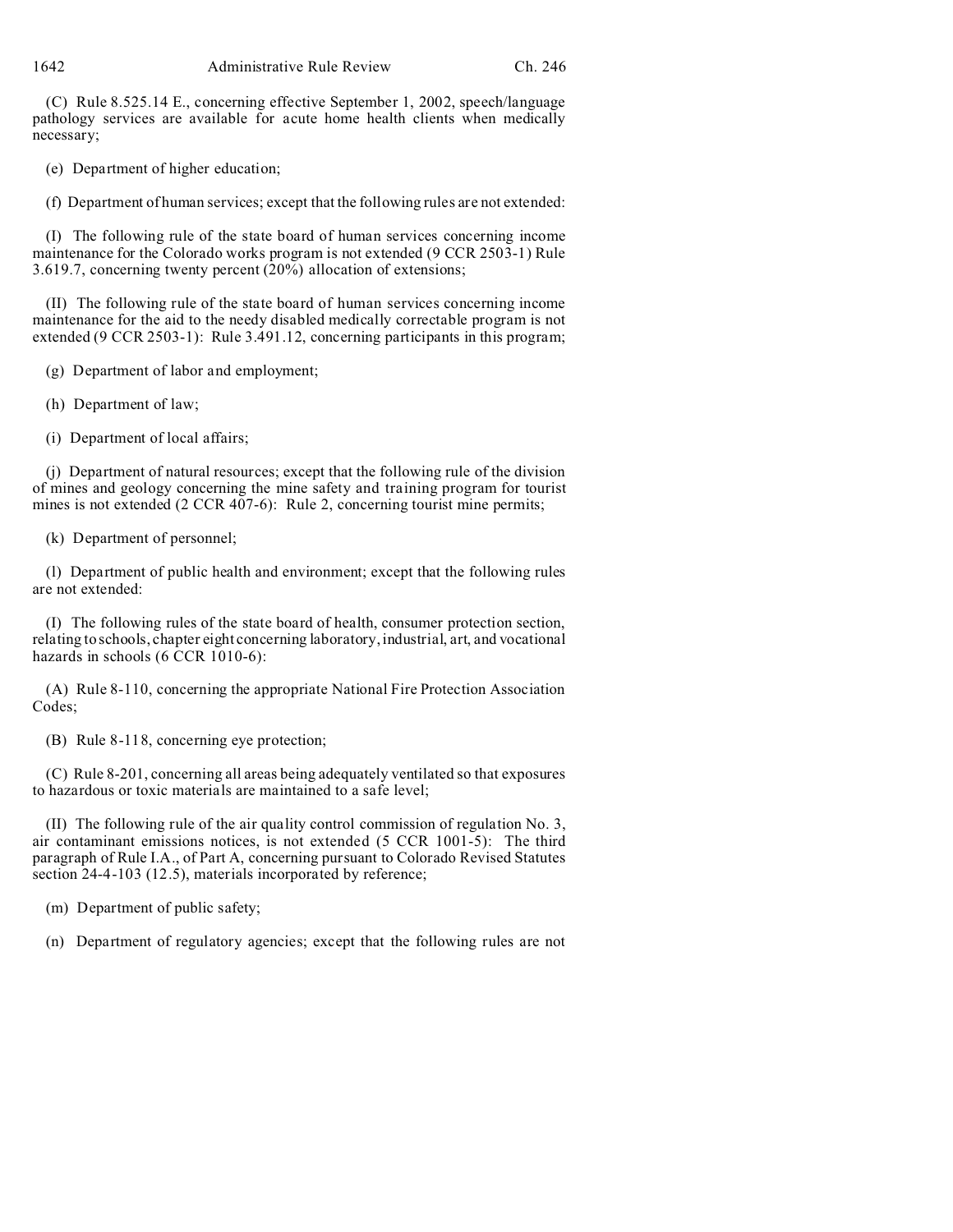(C) Rule 8.525.14 E., concerning effective September 1, 2002, speech/language pathology services are available for acute home health clients when medically necessary;

(e) Department of higher education;

(f) Department of human services; except that the following rules are not extended:

(I) The following rule of the state board of human services concerning income maintenance for the Colorado works program is not extended (9 CCR 2503-1) Rule 3.619.7, concerning twenty percent (20%) allocation of extensions;

(II) The following rule of the state board of human services concerning income maintenance for the aid to the needy disabled medically correctable program is not extended (9 CCR 2503-1): Rule 3.491.12, concerning participants in this program;

(g) Department of labor and employment;

(h) Department of law;

(i) Department of local affairs;

(j) Department of natural resources; except that the following rule of the division of mines and geology concerning the mine safety and training program for tourist mines is not extended (2 CCR 407-6): Rule 2, concerning tourist mine permits;

(k) Department of personnel;

(l) Department of public health and environment; except that the following rules are not extended:

(I) The following rules of the state board of health, consumer protection section, relating to schools, chapter eight concerning laboratory, industrial, art, and vocational hazards in schools (6 CCR 1010-6):

(A) Rule 8-110, concerning the appropriate National Fire Protection Association Codes;

(B) Rule 8-118, concerning eye protection;

(C) Rule 8-201, concerning all areas being adequately ventilated so that exposures to hazardous or toxic materials are maintained to a safe level;

(II) The following rule of the air quality control commission of regulation No. 3, air contaminant emissions notices, is not extended (5 CCR 1001-5): The third paragraph of Rule I.A., of Part A, concerning pursuant to Colorado Revised Statutes section 24-4-103 (12.5), materials incorporated by reference;

(m) Department of public safety;

(n) Department of regulatory agencies; except that the following rules are not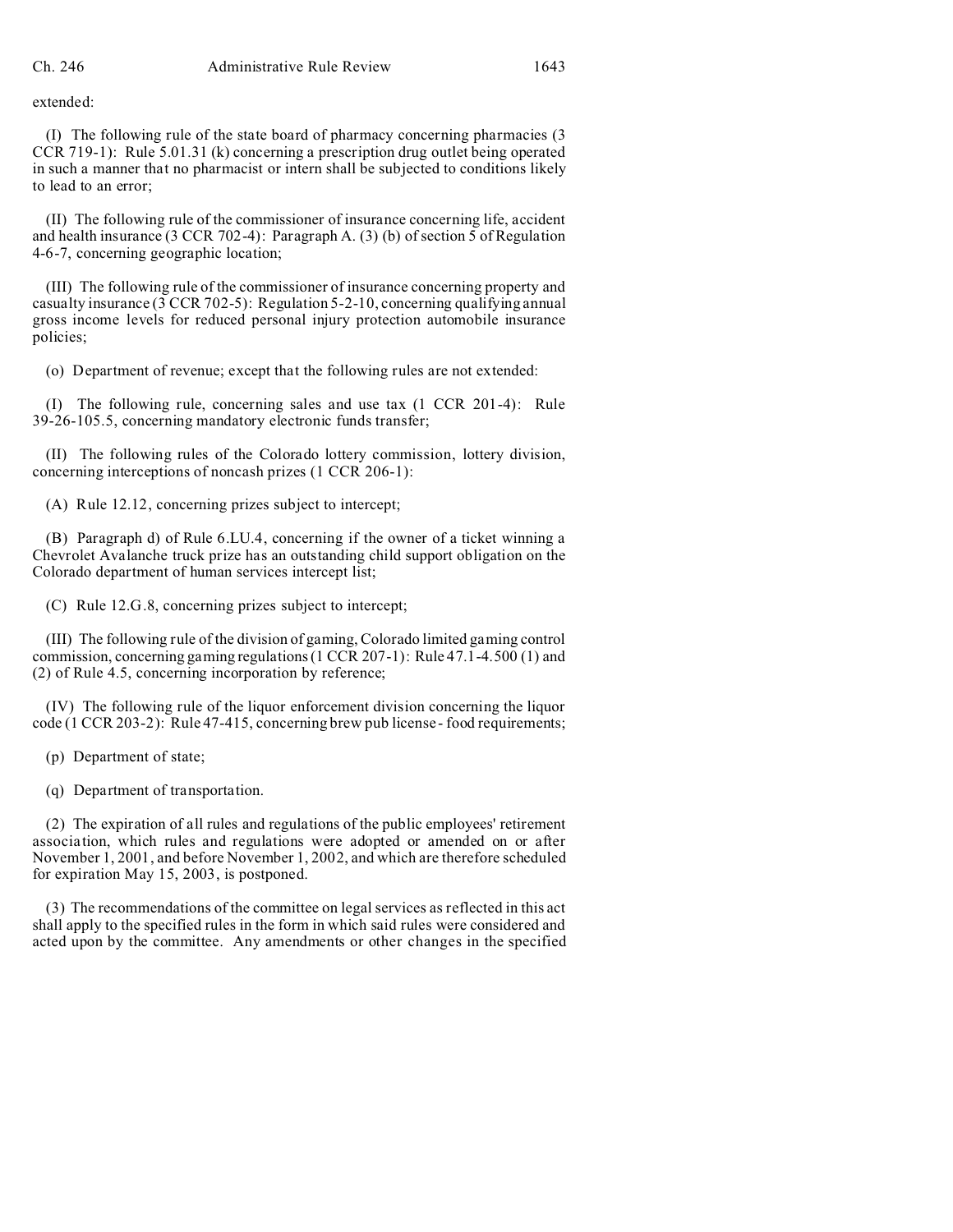extended:

(I) The following rule of the state board of pharmacy concerning pharmacies (3 CCR 719-1): Rule 5.01.31 (k) concerning a prescription drug outlet being operated in such a manner that no pharmacist or intern shall be subjected to conditions likely to lead to an error;

(II) The following rule of the commissioner of insurance concerning life, accident and health insurance (3 CCR 702-4): Paragraph A. (3) (b) of section 5 of Regulation 4-6-7, concerning geographic location;

(III) The following rule of the commissioner of insurance concerning property and casualty insurance (3 CCR 702-5): Regulation 5-2-10, concerning qualifying annual gross income levels for reduced personal injury protection automobile insurance policies;

(o) Department of revenue; except that the following rules are not extended:

(I) The following rule, concerning sales and use tax (1 CCR 201-4): Rule 39-26-105.5, concerning mandatory electronic funds transfer;

(II) The following rules of the Colorado lottery commission, lottery division, concerning interceptions of noncash prizes (1 CCR 206-1):

(A) Rule 12.12, concerning prizes subject to intercept;

(B) Paragraph d) of Rule 6.LU.4, concerning if the owner of a ticket winning a Chevrolet Avalanche truck prize has an outstanding child support obligation on the Colorado department of human services intercept list;

(C) Rule 12.G.8, concerning prizes subject to intercept;

(III) The following rule of the division of gaming, Colorado limited gaming control commission, concerning gaming regulations (1 CCR 207-1): Rule 47.1-4.500 (1) and (2) of Rule 4.5, concerning incorporation by reference;

(IV) The following rule of the liquor enforcement division concerning the liquor code (1 CCR 203-2): Rule 47-415, concerning brew pub license - food requirements;

(p) Department of state;

(q) Department of transportation.

(2) The expiration of all rules and regulations of the public employees' retirement association, which rules and regulations were adopted or amended on or after November 1, 2001, and before November 1, 2002, and which are therefore scheduled for expiration May 15, 2003, is postponed.

(3) The recommendations of the committee on legal services as reflected in this act shall apply to the specified rules in the form in which said rules were considered and acted upon by the committee. Any amendments or other changes in the specified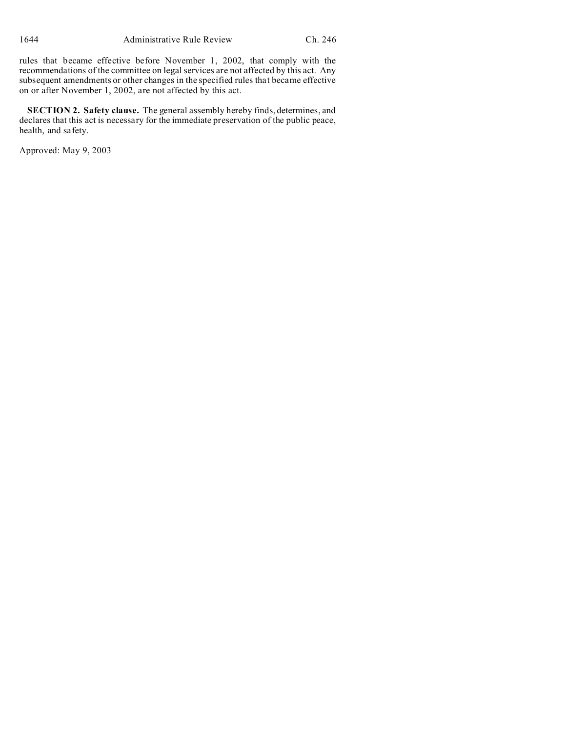rules that became effective before November 1, 2002, that comply with the recommendations of the committee on legal services are not affected by this act. Any subsequent amendments or other changes in the specified rules that became effective on or after November 1, 2002, are not affected by this act.

**SECTION 2. Safety clause.** The general assembly hereby finds, determines, and declares that this act is necessary for the immediate preservation of the public peace, health, and safety.

Approved: May 9, 2003